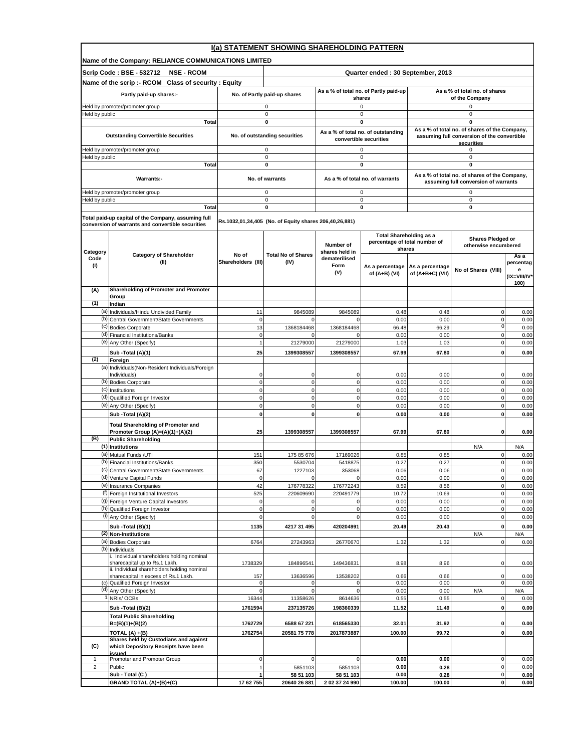# I(a) STATEMENT SHOWING SHAREHOLDING PATTERN

**Name of the Company: RELIANCE COMMUNICATIONS LIMITED**

**Scrip Code : BSE - 532712 NSE - RCOM** | **Quarter ended : 30 September, 2013**

**Name of the scrip :- RCOM Class of security : Equity**

| Partly paid-up shares:- | No. of Partly paid-up shares | As a % of total no. of Partly paid-up shares | As a % of total no. of shares of the Company |
|---|---|---|---|
| Held by promoter/promoter group | 0 | 0 | 0 |
| Held by public | 0 | 0 | 0 |
| **Total** | **0** | **0** | **0** |

| Outstanding Convertible Securities | No. of outstanding securities | As a % of total no. of outstanding convertible securities | As a % of total no. of shares of the Company, assuming full conversion of the convertible securities |
|---|---|---|---|
| Held by promoter/promoter group | 0 | 0 | 0 |
| Held by public | 0 | 0 | 0 |
| **Total** | **0** | **0** | **0** |

| Warrants:- | No. of warrants | As a % of total no. of warrants | As a % of total no. of shares of the Company, assuming full conversion of warrants |
|---|---|---|---|
| Held by promoter/promoter group | 0 | 0 | 0 |
| Held by public | 0 | 0 | 0 |
| **Total** | **0** | **0** | **0** |

**Total paid-up capital of the Company, assuming full conversion of warrants and convertible securities**: Rs.1032,01,34,405 (No. of Equity shares 206,40,26,881)

| Category Code (I) | Category of Shareholder (II) | No of Shareholders (III) | Total No of Shares (IV) | Number of shares held in dematerilised Form (V) | Total Shareholding as a percentage of total number of shares | | Shares Pledged or otherwise encumbered | |
|---|---|---|---|---|---|---|---|---|
| | | | | | As a percentage of (A+B) (VI) | As a percentage of (A+B+C) (VII) | No of Shares (VIII) | As a percentage (IX=VIII/IV*100) |
| **(A)** | **Shareholding of Promoter and Promoter Group** | | | | | | | |
| **(1)** | **Indian** | | | | | | | |
| (a) | Individuals/Hindu Undivided Family | 11 | 9845089 | 9845089 | 0.48 | 0.48 | 0 | 0.00 |
| (b) | Central Government/State Governments | 0 | 0 | 0 | 0.00 | 0.00 | 0 | 0.00 |
| (c) | Bodies Corporate | 13 | 1368184468 | 1368184468 | 66.48 | 66.29 | 0 | 0.00 |
| (d) | Financial Institutions/Banks | 0 | 0 | 0 | 0.00 | 0.00 | 0 | 0.00 |
| (e) | Any Other (Specify) | 1 | 21279000 | 21279000 | 1.03 | 1.03 | 0 | 0.00 |
| | **Sub -Total (A)(1)** | **25** | **1399308557** | **1399308557** | **67.99** | **67.80** | **0** | **0.00** |
| **(2)** | **Foreign** | | | | | | | |
| (a) | Individuals(Non-Resident Individuals/Foreign Individuals) | 0 | 0 | 0 | 0.00 | 0.00 | 0 | 0.00 |
| (b) | Bodies Corporate | 0 | 0 | 0 | 0.00 | 0.00 | 0 | 0.00 |
| (c) | Institutions | 0 | 0 | 0 | 0.00 | 0.00 | 0 | 0.00 |
| (d) | Qualified Foreign Investor | 0 | 0 | 0 | 0.00 | 0.00 | 0 | 0.00 |
| (e) | Any Other (Specify) | 0 | 0 | 0 | 0.00 | 0.00 | 0 | 0.00 |
| | **Sub -Total (A)(2)** | **0** | **0** | **0** | **0.00** | **0.00** | **0** | **0.00** |
| | **Total Shareholding of Promoter and Promoter Group (A)=(A)(1)+(A)(2)** | **25** | **1399308557** | **1399308557** | **67.99** | **67.80** | **0** | **0.00** |
| **(B)** | **Public Shareholding** | | | | | | | |
| **(1)** | **Institutions** | | | | | | N/A | N/A |
| (a) | Mutual Funds /UTI | 151 | 175 85 676 | 17169026 | 0.85 | 0.85 | 0 | 0.00 |
| (b) | Financial Institutions/Banks | 350 | 5530704 | 5418875 | 0.27 | 0.27 | 0 | 0.00 |
| (c) | Central Government/State Governments | 67 | 1227103 | 353068 | 0.06 | 0.06 | 0 | 0.00 |
| (d) | Venture Capital Funds | 0 | 0 | 0 | 0.00 | 0.00 | 0 | 0.00 |
| (e) | Insurance Companies | 42 | 176778322 | 176772243 | 8.59 | 8.56 | 0 | 0.00 |
| (f) | Foreign Institutional Investors | 525 | 220609690 | 220491779 | 10.72 | 10.69 | 0 | 0.00 |
| (g) | Foreign Venture Capital Investors | 0 | 0 | 0 | 0.00 | 0.00 | 0 | 0.00 |
| (h) | Qualified Foreign Investor | 0 | 0 | 0 | 0.00 | 0.00 | 0 | 0.00 |
| (i) | Any Other (Specify) | 0 | 0 | 0 | 0.00 | 0.00 | 0 | 0.00 |
| | **Sub -Total (B)(1)** | **1135** | **4217 31 495** | **420204991** | **20.49** | **20.43** | **0** | **0.00** |
| **(2)** | **Non-Institutions** | | | | | | N/A | N/A |
| (a) | Bodies Corporate | 6764 | 27243963 | 26770670 | 1.32 | 1.32 | 0 | 0.00 |
| (b) | Individuals | | | | | | | |
| | i. Individual shareholders holding nominal sharecapital up to Rs.1 Lakh. | 1738329 | 184896541 | 149436831 | 8.98 | 8.96 | 0 | 0.00 |
| | ii. Individual shareholders holding nominal sharecapital in excess of Rs.1 Lakh. | 157 | 13636596 | 13538202 | 0.66 | 0.66 | 0 | 0.00 |
| (c) | Qualified Foreign Investor | 0 | 0 | 0 | 0.00 | 0.00 | 0 | 0.00 |
| (d) | Any Other (Specify) | 0 | 0 | 0 | 0.00 | 0.00 | N/A | N/A |
| 1 | NRIs/ OCBs | 16344 | 11358626 | 8614636 | 0.55 | 0.55 | 0 | 0.00 |
| | **Sub -Total (B)(2)** | **1761594** | **237135726** | **198360339** | **11.52** | **11.49** | **0** | **0.00** |
| | **Total Public Shareholding B=(B)(1)+(B)(2)** | **1762729** | **6588 67 221** | **618565330** | **32.01** | **31.92** | **0** | **0.00** |
| | **TOTAL (A) +(B)** | **1762754** | **20581 75 778** | **2017873887** | **100.00** | **99.72** | **0** | **0.00** |
| **(C)** | **Shares held by Custodians and against which Depository Receipts have been issued** | | | | | | | |
| 1 | Promoter and Promoter Group | 0 | 0 | 0 | **0.00** | **0.00** | 0 | 0.00 |
| 2 | Public | 1 | 5851103 | 5851103 | **0.00** | **0.28** | 0 | 0.00 |
| | **Sub - Total (C )** | **1** | **58 51 103** | **58 51 103** | **0.00** | **0.28** | 0 | **0.00** |
| | **GRAND TOTAL (A)+(B)+(C)** | **17 62 755** | **20640 26 881** | **2 02 37 24 990** | **100.00** | **100.00** | **0** | **0.00** |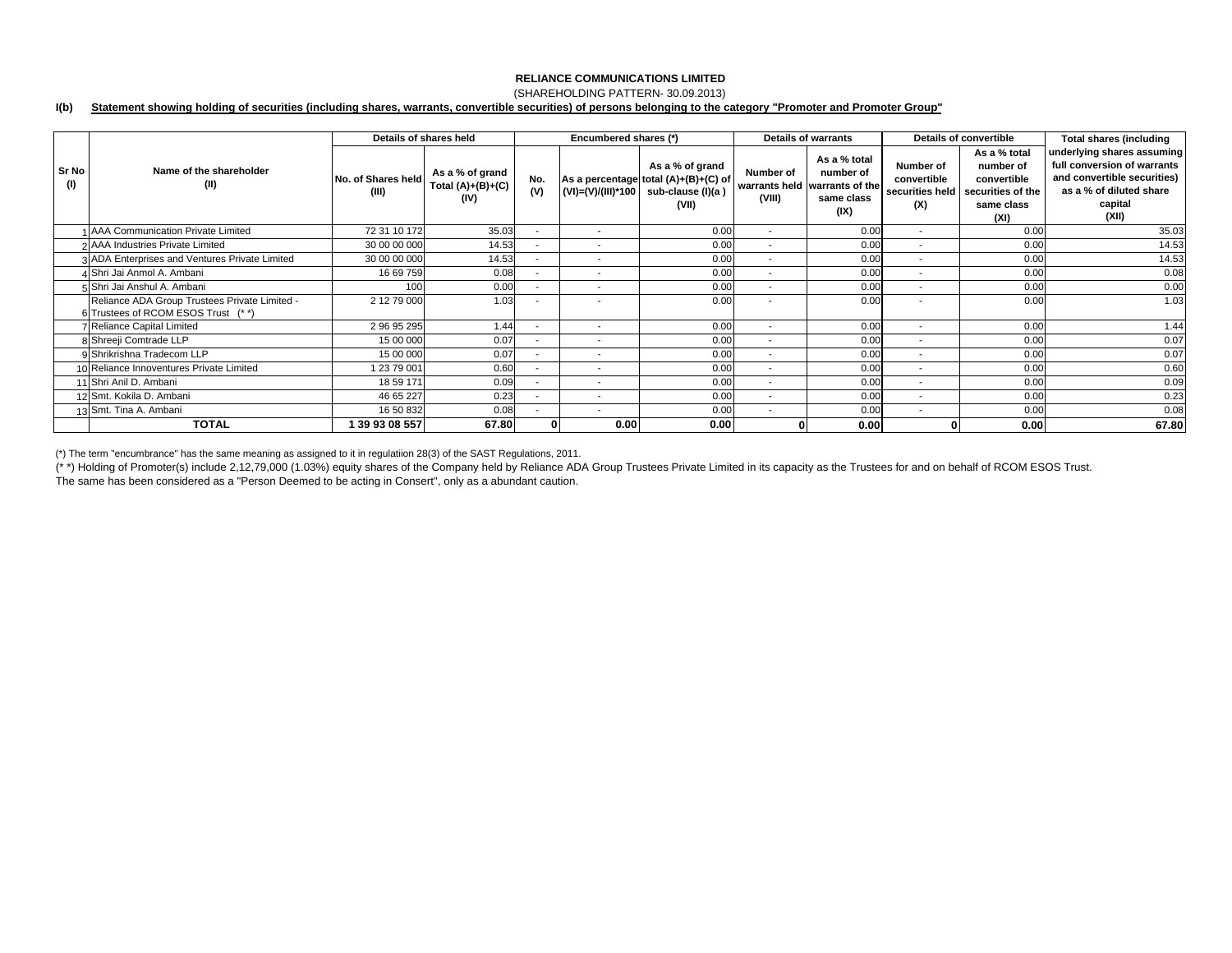**RELIANCE COMMUNICATIONS LIMITED**

(SHAREHOLDING PATTERN- 30.09.2013)

**I(b) Statement showing holding of securities (including shares, warrants, convertible securities) of persons belonging to the category "Promoter and Promoter Group"**

| Sr No (I) | Name of the shareholder (II) | Details of shares held | | Encumbered shares (*) | | | Details of warrants | | Details of convertible | | Total shares (including underlying shares assuming full conversion of warrants and convertible securities) as a % of diluted share capital (XII) |
|---|---|---|---|---|---|---|---|---|---|---|---|
| | | No. of Shares held (III) | As a % of grand Total (A)+(B)+(C) (IV) | No. (V) | As a percentage (VI)=(V)/(III)*100 | As a % of grand total (A)+(B)+(C) of sub-clause (I)(a ) (VII) | Number of warrants held (VIII) | As a % total number of warrants of the same class (IX) | Number of convertible securities held (X) | As a % total number of convertible securities of the same class (XI) | |
| 1 | AAA Communication Private Limited | 72 31 10 172 | 35.03 | - | - | 0.00 | - | 0.00 | - | 0.00 | 35.03 |
| 2 | AAA Industries Private Limited | 30 00 00 000 | 14.53 | - | - | 0.00 | - | 0.00 | - | 0.00 | 14.53 |
| 3 | ADA Enterprises and Ventures Private Limited | 30 00 00 000 | 14.53 | - | - | 0.00 | - | 0.00 | - | 0.00 | 14.53 |
| 4 | Shri Jai Anmol A. Ambani | 16 69 759 | 0.08 | - | - | 0.00 | - | 0.00 | - | 0.00 | 0.08 |
| 5 | Shri Jai Anshul A. Ambani | 100 | 0.00 | - | - | 0.00 | - | 0.00 | - | 0.00 | 0.00 |
| 6 | Reliance ADA Group Trustees Private Limited - Trustees of RCOM ESOS Trust (* *) | 2 12 79 000 | 1.03 | - | - | 0.00 | - | 0.00 | - | 0.00 | 1.03 |
| 7 | Reliance Capital Limited | 2 96 95 295 | 1.44 | - | - | 0.00 | - | 0.00 | - | 0.00 | 1.44 |
| 8 | Shreeji Comtrade LLP | 15 00 000 | 0.07 | - | - | 0.00 | - | 0.00 | - | 0.00 | 0.07 |
| 9 | Shrikrishna Tradecom LLP | 15 00 000 | 0.07 | - | - | 0.00 | - | 0.00 | - | 0.00 | 0.07 |
| 10 | Reliance Innoventures Private Limited | 1 23 79 001 | 0.60 | - | - | 0.00 | - | 0.00 | - | 0.00 | 0.60 |
| 11 | Shri Anil D. Ambani | 18 59 171 | 0.09 | - | - | 0.00 | - | 0.00 | - | 0.00 | 0.09 |
| 12 | Smt. Kokila D. Ambani | 46 65 227 | 0.23 | - | - | 0.00 | - | 0.00 | - | 0.00 | 0.23 |
| 13 | Smt. Tina A. Ambani | 16 50 832 | 0.08 | - | - | 0.00 | - | 0.00 | - | 0.00 | 0.08 |
| | **TOTAL** | **1 39 93 08 557** | **67.80** | **0** | **0.00** | **0.00** | **0** | **0.00** | **0** | **0.00** | **67.80** |

(*) The term "encumbrance" has the same meaning as assigned to it in regulatiion 28(3) of the SAST Regulations, 2011.

(* *) Holding of Promoter(s) include 2,12,79,000 (1.03%) equity shares of the Company held by Reliance ADA Group Trustees Private Limited in its capacity as the Trustees for and on behalf of RCOM ESOS Trust.
The same has been considered as a "Person Deemed to be acting in Consert", only as a abundant caution.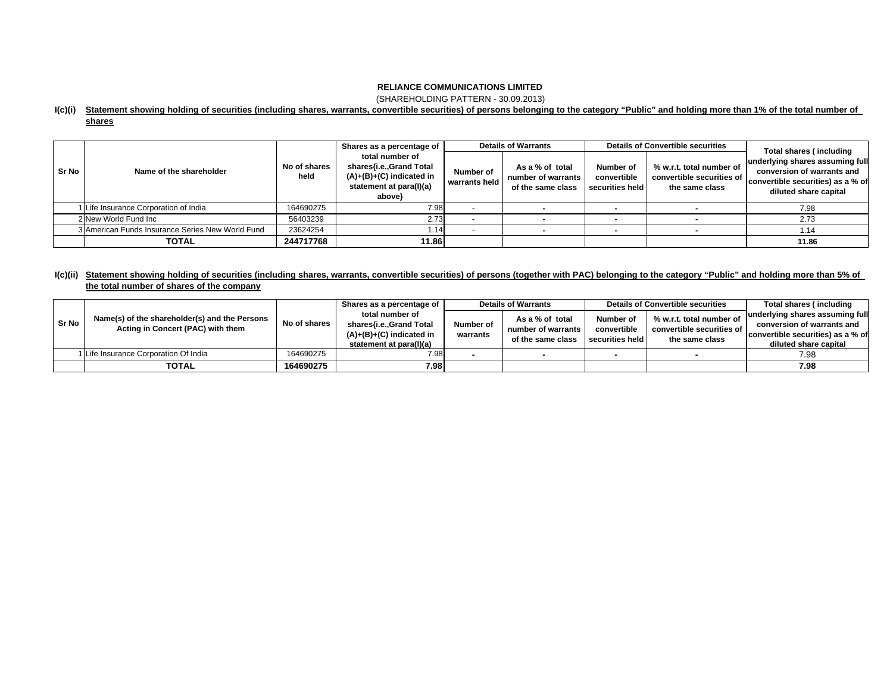**RELIANCE COMMUNICATIONS LIMITED**

(SHAREHOLDING PATTERN - 30.09.2013)

**I(c)(i) Statement showing holding of securities (including shares, warrants, convertible securities) of persons belonging to the category "Public" and holding more than 1% of the total number of shares**

| Sr No | Name of the shareholder | No of shares held | Shares as a percentage of total number of shares{i.e.,Grand Total (A)+(B)+(C) indicated in statement at para(I)(a) above} | Details of Warrants | | Details of Convertible securities | | Total shares ( including underlying shares assuming full conversion of warrants and convertible securities) as a % of diluted share capital |
|---|---|---|---|---|---|---|---|---|
| | | | | Number of warrants held | As a % of total number of warrants of the same class | Number of convertible securities held | % w.r.t. total number of convertible securities of the same class | |
| 1 | Life Insurance Corporation of India | 164690275 | 7.98 | - | - | - | - | 7.98 |
| 2 | New World Fund Inc | 56403239 | 2.73 | - | - | - | - | 2.73 |
| 3 | American Funds Insurance Series New World Fund | 23624254 | 1.14 | - | - | - | - | 1.14 |
| | **TOTAL** | **244717768** | **11.86** | | | | | **11.86** |

**I(c)(ii) Statement showing holding of securities (including shares, warrants, convertible securities) of persons (together with PAC) belonging to the category "Public" and holding more than 5% of the total number of shares of the company**

| Sr No | Name(s) of the shareholder(s) and the Persons Acting in Concert (PAC) with them | No of shares | Shares as a percentage of total number of shares{i.e.,Grand Total (A)+(B)+(C) indicated in statement at para(I)(a) | Details of Warrants | | Details of Convertible securities | | Total shares ( including underlying shares assuming full conversion of warrants and convertible securities) as a % of diluted share capital |
|---|---|---|---|---|---|---|---|---|
| | | | | Number of warrants | As a % of total number of warrants of the same class | Number of convertible securities held | % w.r.t. total number of convertible securities of the same class | |
| 1 | Life Insurance Corporation Of India | 164690275 | 7.98 | - | - | - | - | 7.98 |
| | **TOTAL** | **164690275** | **7.98** | | | | | **7.98** |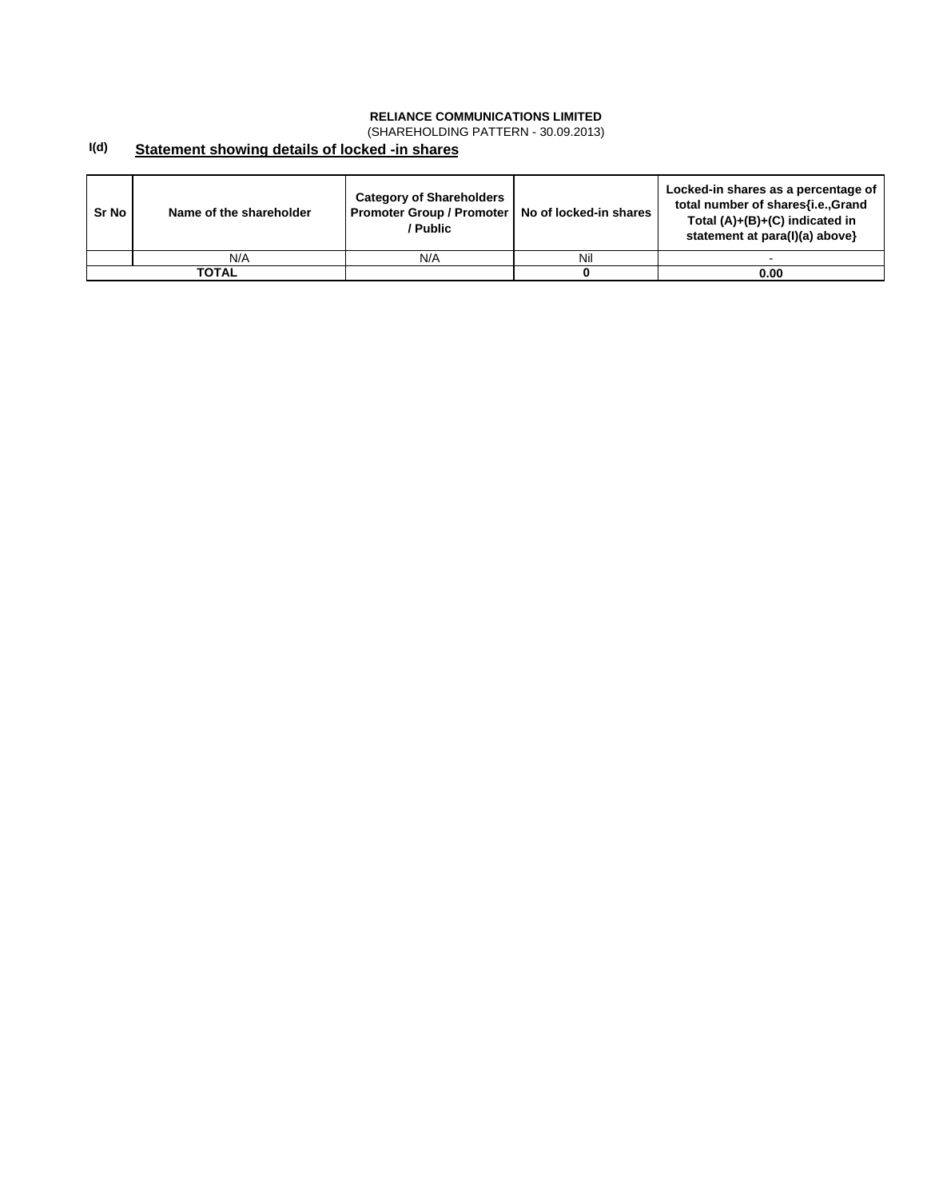**RELIANCE COMMUNICATIONS LIMITED**

(SHAREHOLDING PATTERN - 30.09.2013)

**I(d)** **Statement showing details of locked -in shares**

| Sr No | Name of the shareholder | Category of Shareholders Promoter Group / Promoter / Public | No of locked-in shares | Locked-in shares as a percentage of total number of shares{i.e.,Grand Total (A)+(B)+(C) indicated in statement at para(I)(a) above} |
|---|---|---|---|---|
| | N/A | N/A | Nil | - |
| **TOTAL** | | | **0** | **0.00** |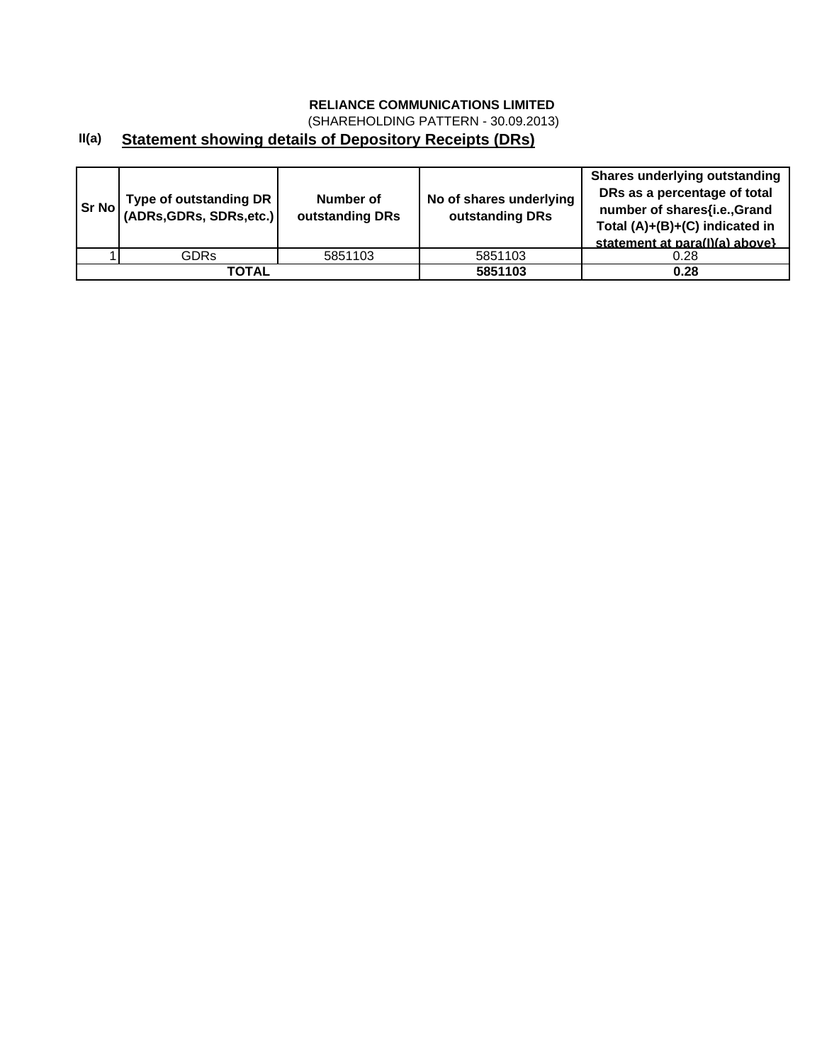**RELIANCE COMMUNICATIONS LIMITED**

(SHAREHOLDING PATTERN - 30.09.2013)

## II(a) Statement showing details of Depository Receipts (DRs)

| Sr No | Type of outstanding DR (ADRs,GDRs, SDRs,etc.) | Number of outstanding DRs | No of shares underlying outstanding DRs | Shares underlying outstanding DRs as a percentage of total number of shares{i.e.,Grand Total (A)+(B)+(C) indicated in statement at para(I)(a) above} |
|---|---|---|---|---|
| 1 | GDRs | 5851103 | 5851103 | 0.28 |
| **TOTAL** | | | **5851103** | **0.28** |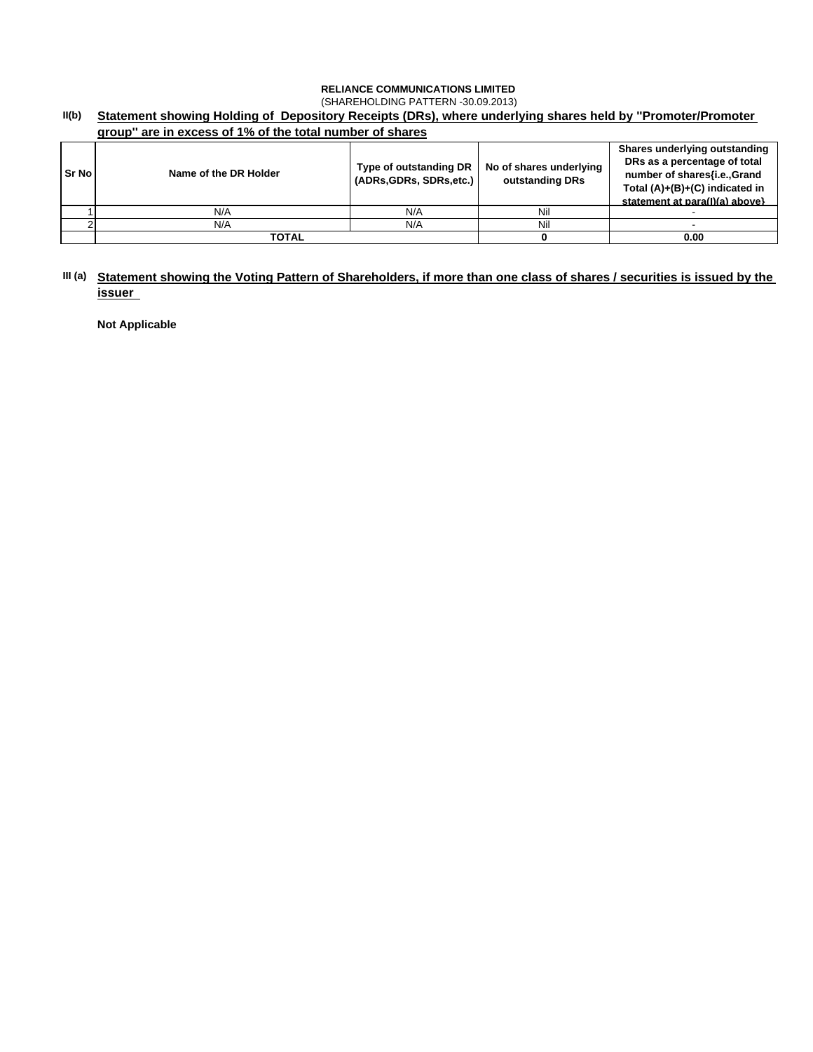**RELIANCE COMMUNICATIONS LIMITED**

(SHAREHOLDING PATTERN -30.09.2013)

**II(b) Statement showing Holding of Depository Receipts (DRs), where underlying shares held by "Promoter/Promoter group" are in excess of 1% of the total number of shares**

| Sr No | Name of the DR Holder | Type of outstanding DR (ADRs,GDRs, SDRs,etc.) | No of shares underlying outstanding DRs | Shares underlying outstanding DRs as a percentage of total number of shares{i.e.,Grand Total (A)+(B)+(C) indicated in statement at para(I)(a) above} |
|---|---|---|---|---|
| 1 | N/A | N/A | Nil | - |
| 2 | N/A | N/A | Nil | - |
| | **TOTAL** | | **0** | **0.00** |

**III (a) Statement showing the Voting Pattern of Shareholders, if more than one class of shares / securities is issued by the issuer**

**Not Applicable**